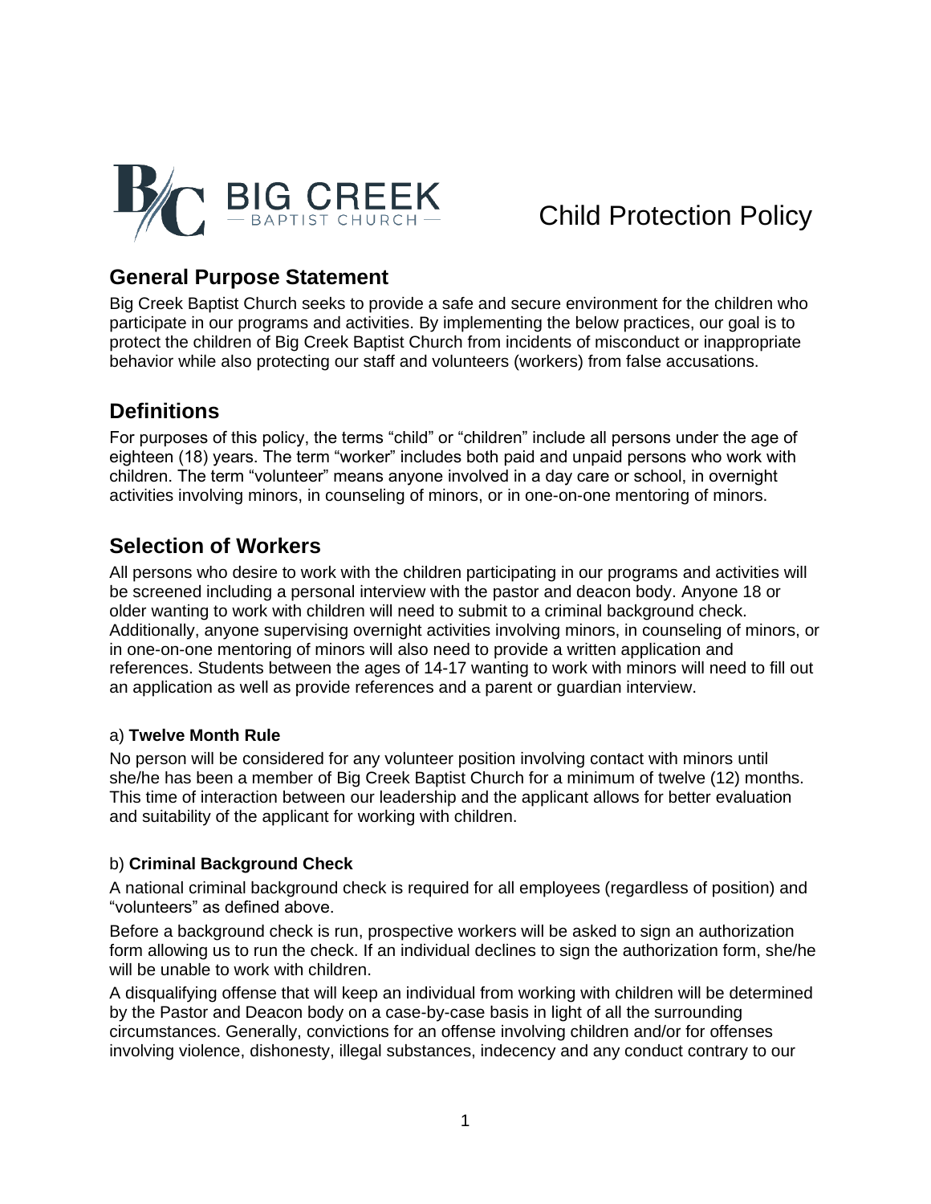# Child Protection Policy

## General Purpose Statement

Big Creek Baptist Church seeks to provide a safe and secure environment for the children who participate in our programs and activities. By implementing the below practices, our goal is to protect the children of Big Creek Baptist Church from incidents of misconduct or inappropriate behavior while also protecting our staff and volunteers (workers) from false accusations.

## Definitions

For purposes of this policy, the terms "child" or "children" include all persons under the age of eighteen (18) years. The term "worker" includes both paid and unpaid persons who work with children. The term "volunteer" means anyone involved in a day care or school, in overnight activities involving minors, in counseling of minors, or in one-on-one mentoring of minors.

## Selection of Workers

All persons who desire to work with the children participating in our programs and activities will be screened including a personal interview with the pastor and deacon body. Anyone 18 or older wanting to work with children will need to submit to a criminal background check. Additionally, anyone supervising overnight activities involving minors, in counseling of minors, or in one-on-one mentoring of minors will also need to provide a written application and references. Students between the ages of 14-17 wanting to work with minors will need to fill out an application as well as provide references and a parent or guardian interview.

### a) **Twelve Month Rule**

No person will be considered for any volunteer position involving contact with minors until she/he has been a member of Big Creek Baptist Church for a minimum of twelve (12) months. This time of interaction between our leadership and the applicant allows for better evaluation and suitability of the applicant for working with children.

### b) **Criminal Background Check**

A national criminal background check is required for all employees (regardless of position) and "volunteers" as defined above.

Before a background check is run, prospective workers will be asked to sign an authorization form allowing us to run the check. If an individual declines to sign the authorization form, she/he will be unable to work with children.

A disqualifying offense that will keep an individual from working with children will be determined by the Pastor and Deacon body on a case-by-case basis in light of all the surrounding circumstances. Generally, convictions for an offense involving children and/or for offenses involving violence, dishonesty, illegal substances, indecency and any conduct contrary to our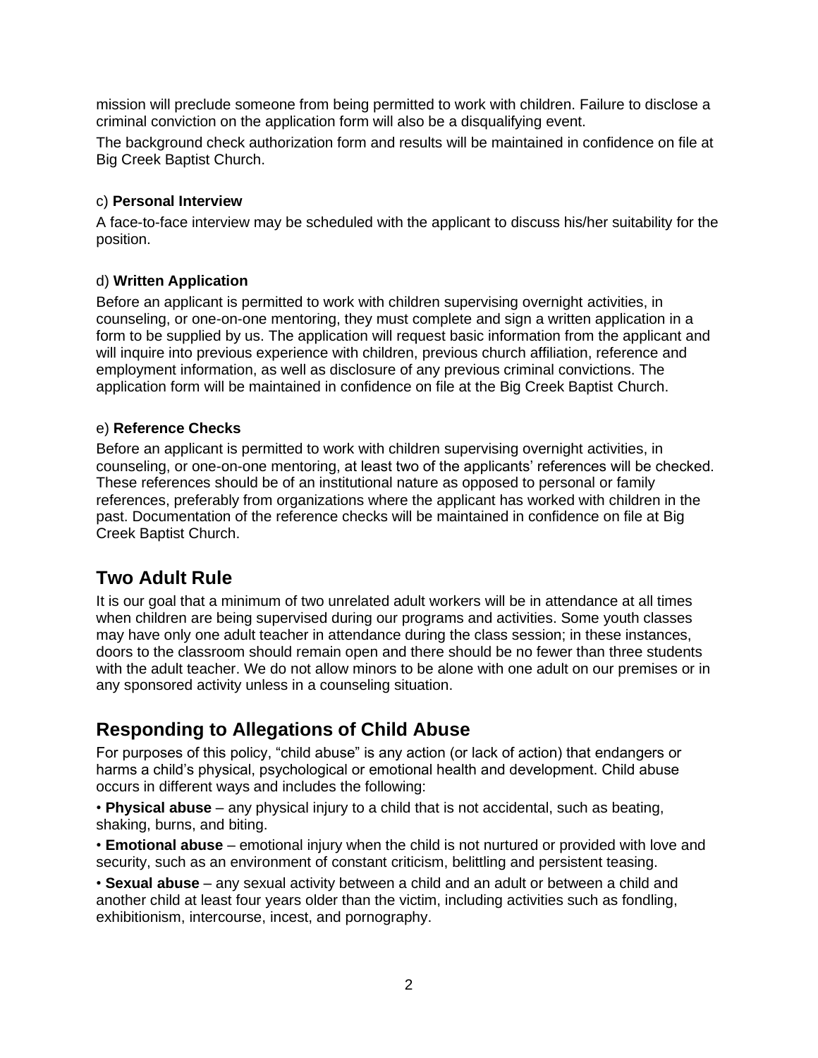mission will preclude someone from being permitted to work with children. Failure to disclose a criminal conviction on the application form will also be a disqualifying event.

The background check authorization form and results will be maintained in confidence on file at Big Creek Baptist Church.

c) **Personal Interview**

A face-to-face interview may be scheduled with the applicant to discuss his/her suitability for the position.

d) **Written Application**

Before an applicant is permitted to work with children supervising overnight activities, in counseling, or one-on-one mentoring, they must complete and sign a written application in a form to be supplied by us. The application will request basic information from the applicant and will inquire into previous experience with children, previous church affiliation, reference and employment information, as well as disclosure of any previous criminal convictions. The application form will be maintained in confidence on file at the Big Creek Baptist Church.

e) **Reference Checks**

Before an applicant is permitted to work with children supervising overnight activities, in counseling, or one-on-one mentoring, at least two of the applicants' references will be checked. These references should be of an institutional nature as opposed to personal or family references, preferably from organizations where the applicant has worked with children in the past. Documentation of the reference checks will be maintained in confidence on file at Big Creek Baptist Church.

## Two Adult Rule

It is our goal that a minimum of two unrelated adult workers will be in attendance at all times when children are being supervised during our programs and activities. Some youth classes may have only one adult teacher in attendance during the class session; in these instances, doors to the classroom should remain open and there should be no fewer than three students with the adult teacher. We do not allow minors to be alone with one adult on our premises or in any sponsored activity unless in a counseling situation.

## Responding to Allegations of Child Abuse

For purposes of this policy, "child abuse" is any action (or lack of action) that endangers or harms a child's physical, psychological or emotional health and development. Child abuse occurs in different ways and includes the following:

• **Physical abuse** – any physical injury to a child that is not accidental, such as beating, shaking, burns, and biting.

• **Emotional abuse** – emotional injury when the child is not nurtured or provided with love and security, such as an environment of constant criticism, belittling and persistent teasing.

• **Sexual abuse** – any sexual activity between a child and an adult or between a child and another child at least four years older than the victim, including activities such as fondling, exhibitionism, intercourse, incest, and pornography.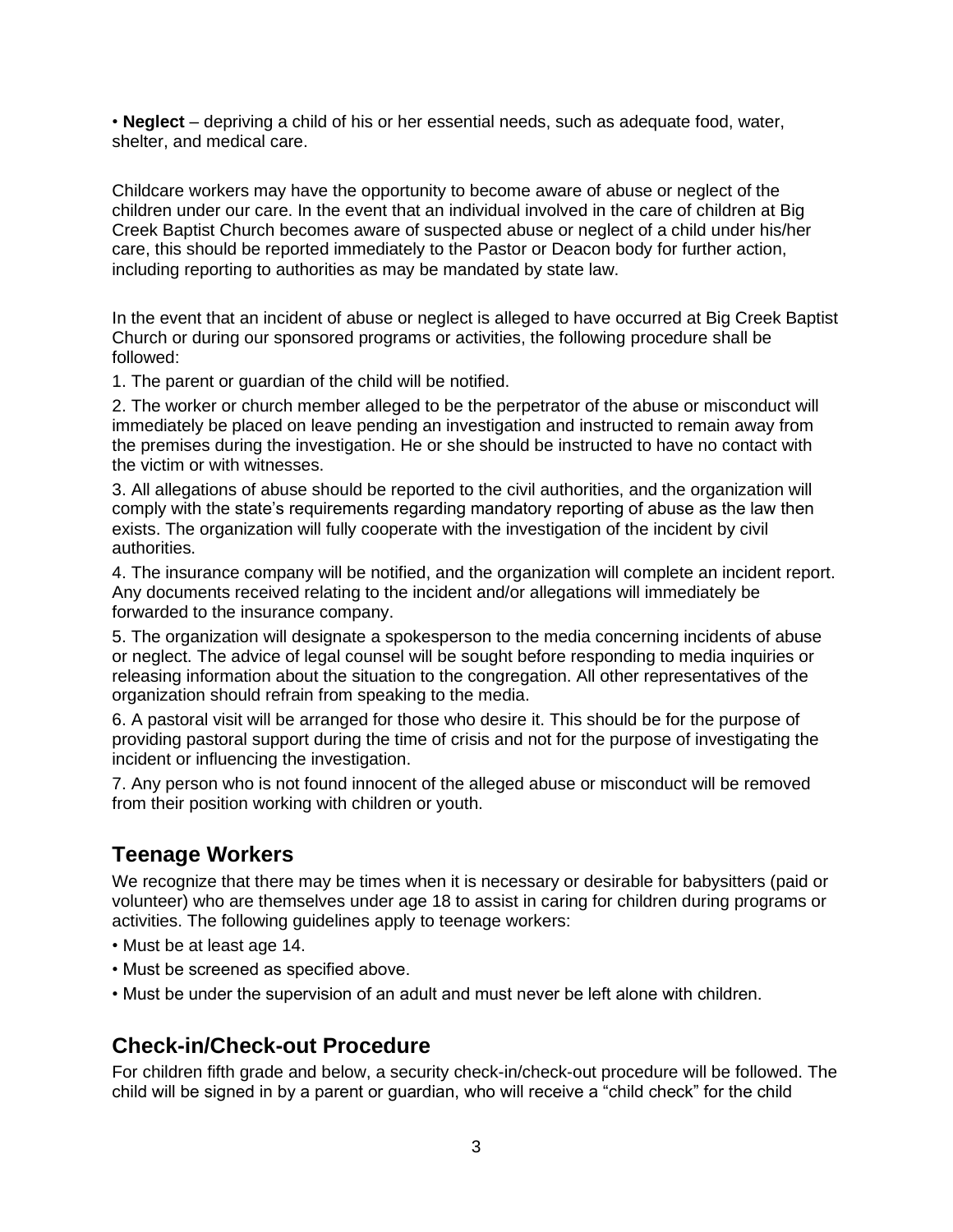• **Neglect** – depriving a child of his or her essential needs, such as adequate food, water, shelter, and medical care.

Childcare workers may have the opportunity to become aware of abuse or neglect of the children under our care. In the event that an individual involved in the care of children at Big Creek Baptist Church becomes aware of suspected abuse or neglect of a child under his/her care, this should be reported immediately to the Pastor or Deacon body for further action, including reporting to authorities as may be mandated by state law.

In the event that an incident of abuse or neglect is alleged to have occurred at Big Creek Baptist Church or during our sponsored programs or activities, the following procedure shall be followed:

1. The parent or guardian of the child will be notified.
2. The worker or church member alleged to be the perpetrator of the abuse or misconduct will immediately be placed on leave pending an investigation and instructed to remain away from the premises during the investigation. He or she should be instructed to have no contact with the victim or with witnesses.
3. All allegations of abuse should be reported to the civil authorities, and the organization will comply with the state's requirements regarding mandatory reporting of abuse as the law then exists. The organization will fully cooperate with the investigation of the incident by civil authorities.
4. The insurance company will be notified, and the organization will complete an incident report. Any documents received relating to the incident and/or allegations will immediately be forwarded to the insurance company.
5. The organization will designate a spokesperson to the media concerning incidents of abuse or neglect. The advice of legal counsel will be sought before responding to media inquiries or releasing information about the situation to the congregation. All other representatives of the organization should refrain from speaking to the media.
6. A pastoral visit will be arranged for those who desire it. This should be for the purpose of providing pastoral support during the time of crisis and not for the purpose of investigating the incident or influencing the investigation.
7. Any person who is not found innocent of the alleged abuse or misconduct will be removed from their position working with children or youth.

## Teenage Workers

We recognize that there may be times when it is necessary or desirable for babysitters (paid or volunteer) who are themselves under age 18 to assist in caring for children during programs or activities. The following guidelines apply to teenage workers:

• Must be at least age 14.
• Must be screened as specified above.
• Must be under the supervision of an adult and must never be left alone with children.

## Check-in/Check-out Procedure

For children fifth grade and below, a security check-in/check-out procedure will be followed. The child will be signed in by a parent or guardian, who will receive a "child check" for the child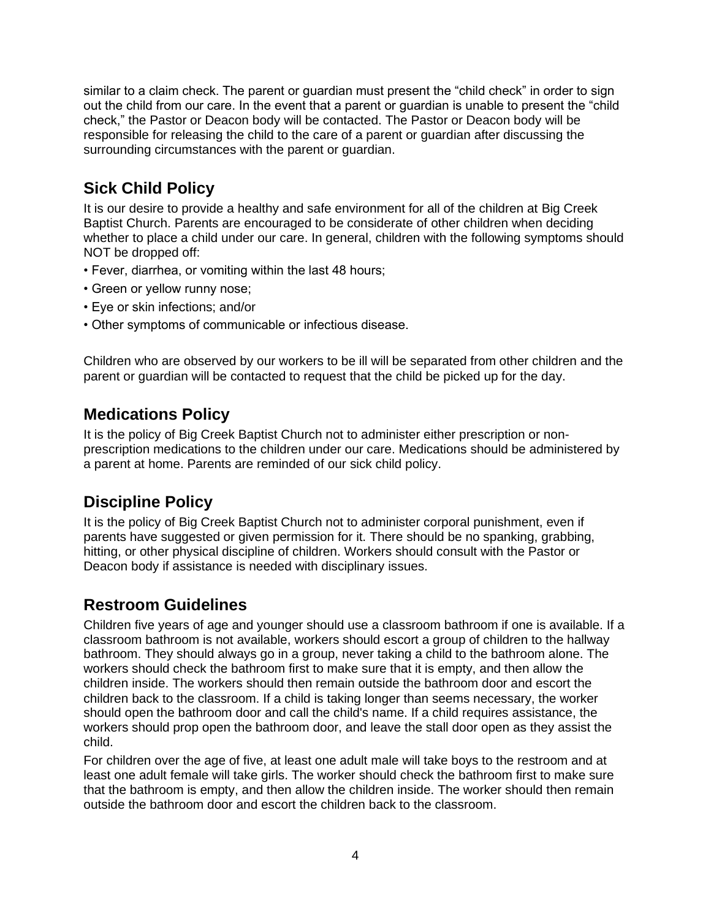similar to a claim check. The parent or guardian must present the “child check” in order to sign out the child from our care. In the event that a parent or guardian is unable to present the “child check,” the Pastor or Deacon body will be contacted. The Pastor or Deacon body will be responsible for releasing the child to the care of a parent or guardian after discussing the surrounding circumstances with the parent or guardian.

## Sick Child Policy

It is our desire to provide a healthy and safe environment for all of the children at Big Creek Baptist Church. Parents are encouraged to be considerate of other children when deciding whether to place a child under our care. In general, children with the following symptoms should NOT be dropped off:

- Fever, diarrhea, or vomiting within the last 48 hours;
- Green or yellow runny nose;
- Eye or skin infections; and/or
- Other symptoms of communicable or infectious disease.

Children who are observed by our workers to be ill will be separated from other children and the parent or guardian will be contacted to request that the child be picked up for the day.

## Medications Policy

It is the policy of Big Creek Baptist Church not to administer either prescription or non-prescription medications to the children under our care. Medications should be administered by a parent at home. Parents are reminded of our sick child policy.

## Discipline Policy

It is the policy of Big Creek Baptist Church not to administer corporal punishment, even if parents have suggested or given permission for it. There should be no spanking, grabbing, hitting, or other physical discipline of children. Workers should consult with the Pastor or Deacon body if assistance is needed with disciplinary issues.

## Restroom Guidelines

Children five years of age and younger should use a classroom bathroom if one is available. If a classroom bathroom is not available, workers should escort a group of children to the hallway bathroom. They should always go in a group, never taking a child to the bathroom alone. The workers should check the bathroom first to make sure that it is empty, and then allow the children inside. The workers should then remain outside the bathroom door and escort the children back to the classroom. If a child is taking longer than seems necessary, the worker should open the bathroom door and call the child's name. If a child requires assistance, the workers should prop open the bathroom door, and leave the stall door open as they assist the child.

For children over the age of five, at least one adult male will take boys to the restroom and at least one adult female will take girls. The worker should check the bathroom first to make sure that the bathroom is empty, and then allow the children inside. The worker should then remain outside the bathroom door and escort the children back to the classroom.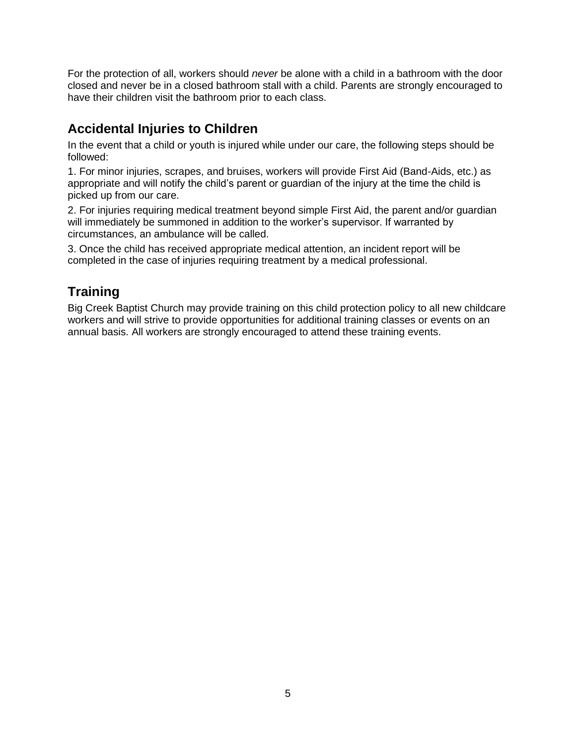For the protection of all, workers should *never* be alone with a child in a bathroom with the door closed and never be in a closed bathroom stall with a child. Parents are strongly encouraged to have their children visit the bathroom prior to each class.

## Accidental Injuries to Children

In the event that a child or youth is injured while under our care, the following steps should be followed:

1. For minor injuries, scrapes, and bruises, workers will provide First Aid (Band-Aids, etc.) as appropriate and will notify the child's parent or guardian of the injury at the time the child is picked up from our care.
2. For injuries requiring medical treatment beyond simple First Aid, the parent and/or guardian will immediately be summoned in addition to the worker's supervisor. If warranted by circumstances, an ambulance will be called.
3. Once the child has received appropriate medical attention, an incident report will be completed in the case of injuries requiring treatment by a medical professional.

## Training

Big Creek Baptist Church may provide training on this child protection policy to all new childcare workers and will strive to provide opportunities for additional training classes or events on an annual basis. All workers are strongly encouraged to attend these training events.